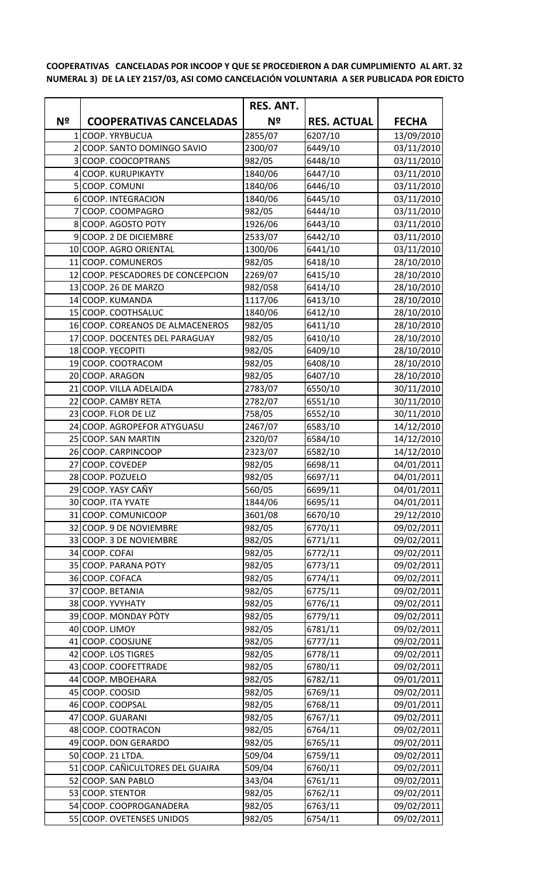**COOPERATIVAS CANCELADAS POR INCOOP Y QUE SE PROCEDIERON A DAR CUMPLIMIENTO AL ART. 32 NUMERAL 3) DE LA LEY 2157/03, ASI COMO CANCELACIÓN VOLUNTARIA A SER PUBLICADA POR EDICTO**

| Nº | COOPERATIVAS CANCELADAS | RES. ANT. Nº | RES. ACTUAL | FECHA |
|---|---|---|---|---|
| 1 | COOP. YRYBUCUA | 2855/07 | 6207/10 | 13/09/2010 |
| 2 | COOP. SANTO DOMINGO SAVIO | 2300/07 | 6449/10 | 03/11/2010 |
| 3 | COOP. COOCOPTRANS | 982/05 | 6448/10 | 03/11/2010 |
| 4 | COOP. KURUPIKAYTY | 1840/06 | 6447/10 | 03/11/2010 |
| 5 | COOP. COMUNI | 1840/06 | 6446/10 | 03/11/2010 |
| 6 | COOP. INTEGRACION | 1840/06 | 6445/10 | 03/11/2010 |
| 7 | COOP. COOMPAGRO | 982/05 | 6444/10 | 03/11/2010 |
| 8 | COOP. AGOSTO POTY | 1926/06 | 6443/10 | 03/11/2010 |
| 9 | COOP. 2 DE DICIEMBRE | 2533/07 | 6442/10 | 03/11/2010 |
| 10 | COOP. AGRO ORIENTAL | 1300/06 | 6441/10 | 03/11/2010 |
| 11 | COOP. COMUNEROS | 982/05 | 6418/10 | 28/10/2010 |
| 12 | COOP. PESCADORES DE CONCEPCION | 2269/07 | 6415/10 | 28/10/2010 |
| 13 | COOP. 26 DE MARZO | 982/058 | 6414/10 | 28/10/2010 |
| 14 | COOP. KUMANDA | 1117/06 | 6413/10 | 28/10/2010 |
| 15 | COOP. COOTHSALUC | 1840/06 | 6412/10 | 28/10/2010 |
| 16 | COOP. COREANOS DE ALMACENEROS | 982/05 | 6411/10 | 28/10/2010 |
| 17 | COOP. DOCENTES DEL PARAGUAY | 982/05 | 6410/10 | 28/10/2010 |
| 18 | COOP. YECOPITI | 982/05 | 6409/10 | 28/10/2010 |
| 19 | COOP. COOTRACOM | 982/05 | 6408/10 | 28/10/2010 |
| 20 | COOP. ARAGON | 982/05 | 6407/10 | 28/10/2010 |
| 21 | COOP. VILLA ADELAIDA | 2783/07 | 6550/10 | 30/11/2010 |
| 22 | COOP. CAMBY RETA | 2782/07 | 6551/10 | 30/11/2010 |
| 23 | COOP. FLOR DE LIZ | 758/05 | 6552/10 | 30/11/2010 |
| 24 | COOP. AGROPEFOR ATYGUASU | 2467/07 | 6583/10 | 14/12/2010 |
| 25 | COOP. SAN MARTIN | 2320/07 | 6584/10 | 14/12/2010 |
| 26 | COOP. CARPINCOOP | 2323/07 | 6582/10 | 14/12/2010 |
| 27 | COOP. COVEDEP | 982/05 | 6698/11 | 04/01/2011 |
| 28 | COOP. POZUELO | 982/05 | 6697/11 | 04/01/2011 |
| 29 | COOP. YASY CAÑY | 560/05 | 6699/11 | 04/01/2011 |
| 30 | COOP. ITA YVATE | 1844/06 | 6695/11 | 04/01/2011 |
| 31 | COOP. COMUNICOOP | 3601/08 | 6670/10 | 29/12/2010 |
| 32 | COOP. 9 DE NOVIEMBRE | 982/05 | 6770/11 | 09/02/2011 |
| 33 | COOP. 3 DE NOVIEMBRE | 982/05 | 6771/11 | 09/02/2011 |
| 34 | COOP. COFAI | 982/05 | 6772/11 | 09/02/2011 |
| 35 | COOP. PARANA POTY | 982/05 | 6773/11 | 09/02/2011 |
| 36 | COOP. COFACA | 982/05 | 6774/11 | 09/02/2011 |
| 37 | COOP. BETANIA | 982/05 | 6775/11 | 09/02/2011 |
| 38 | COOP. YVYHATY | 982/05 | 6776/11 | 09/02/2011 |
| 39 | COOP. MONDAY PÒTY | 982/05 | 6779/11 | 09/02/2011 |
| 40 | COOP. LIMOY | 982/05 | 6781/11 | 09/02/2011 |
| 41 | COOP. COOSJUNE | 982/05 | 6777/11 | 09/02/2011 |
| 42 | COOP. LOS TIGRES | 982/05 | 6778/11 | 09/02/2011 |
| 43 | COOP. COOFETTRADE | 982/05 | 6780/11 | 09/02/2011 |
| 44 | COOP. MBOEHARA | 982/05 | 6782/11 | 09/01/2011 |
| 45 | COOP. COOSID | 982/05 | 6769/11 | 09/02/2011 |
| 46 | COOP. COOPSAL | 982/05 | 6768/11 | 09/01/2011 |
| 47 | COOP. GUARANI | 982/05 | 6767/11 | 09/02/2011 |
| 48 | COOP. COOTRACON | 982/05 | 6764/11 | 09/02/2011 |
| 49 | COOP. DON GERARDO | 982/05 | 6765/11 | 09/02/2011 |
| 50 | COOP. 21 LTDA. | 509/04 | 6759/11 | 09/02/2011 |
| 51 | COOP. CAÑICULTORES DEL GUAIRA | 509/04 | 6760/11 | 09/02/2011 |
| 52 | COOP. SAN PABLO | 343/04 | 6761/11 | 09/02/2011 |
| 53 | COOP. STENTOR | 982/05 | 6762/11 | 09/02/2011 |
| 54 | COOP. COOPROGANADERA | 982/05 | 6763/11 | 09/02/2011 |
| 55 | COOP. OVETENSES UNIDOS | 982/05 | 6754/11 | 09/02/2011 |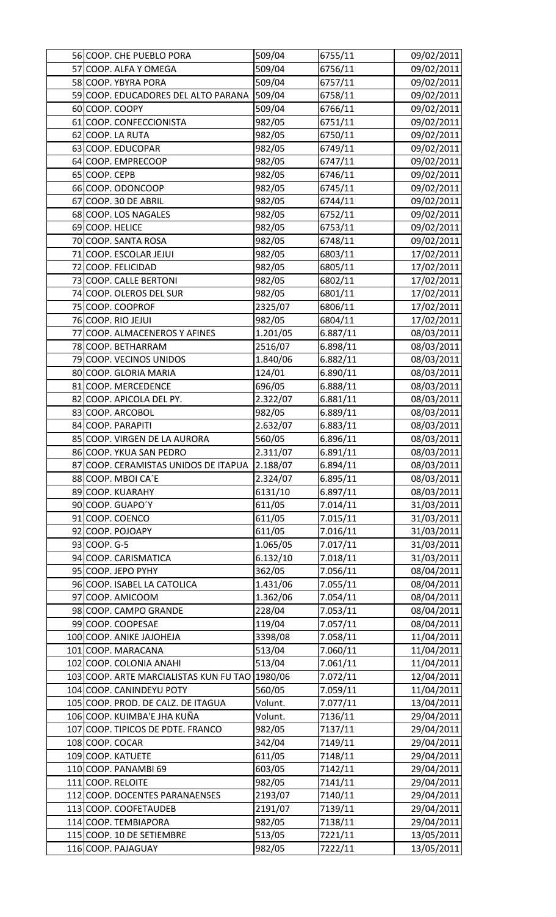| | | | | |
|---|---|---|---|---|
| 56 | COOP. CHE PUEBLO PORA | 509/04 | 6755/11 | 09/02/2011 |
| 57 | COOP. ALFA Y OMEGA | 509/04 | 6756/11 | 09/02/2011 |
| 58 | COOP. YBYRA PORA | 509/04 | 6757/11 | 09/02/2011 |
| 59 | COOP. EDUCADORES DEL ALTO PARANA | 509/04 | 6758/11 | 09/02/2011 |
| 60 | COOP. COOPY | 509/04 | 6766/11 | 09/02/2011 |
| 61 | COOP. CONFECCIONISTA | 982/05 | 6751/11 | 09/02/2011 |
| 62 | COOP. LA RUTA | 982/05 | 6750/11 | 09/02/2011 |
| 63 | COOP. EDUCOPAR | 982/05 | 6749/11 | 09/02/2011 |
| 64 | COOP. EMPRECOOP | 982/05 | 6747/11 | 09/02/2011 |
| 65 | COOP. CEPB | 982/05 | 6746/11 | 09/02/2011 |
| 66 | COOP. ODONCOOP | 982/05 | 6745/11 | 09/02/2011 |
| 67 | COOP. 30 DE ABRIL | 982/05 | 6744/11 | 09/02/2011 |
| 68 | COOP. LOS NAGALES | 982/05 | 6752/11 | 09/02/2011 |
| 69 | COOP. HELICE | 982/05 | 6753/11 | 09/02/2011 |
| 70 | COOP. SANTA ROSA | 982/05 | 6748/11 | 09/02/2011 |
| 71 | COOP. ESCOLAR JEJUI | 982/05 | 6803/11 | 17/02/2011 |
| 72 | COOP. FELICIDAD | 982/05 | 6805/11 | 17/02/2011 |
| 73 | COOP. CALLE BERTONI | 982/05 | 6802/11 | 17/02/2011 |
| 74 | COOP. OLEROS DEL SUR | 982/05 | 6801/11 | 17/02/2011 |
| 75 | COOP. COOPROF | 2325/07 | 6806/11 | 17/02/2011 |
| 76 | COOP. RIO JEJUI | 982/05 | 6804/11 | 17/02/2011 |
| 77 | COOP. ALMACENEROS Y AFINES | 1.201/05 | 6.887/11 | 08/03/2011 |
| 78 | COOP. BETHARRAM | 2516/07 | 6.898/11 | 08/03/2011 |
| 79 | COOP. VECINOS UNIDOS | 1.840/06 | 6.882/11 | 08/03/2011 |
| 80 | COOP. GLORIA MARIA | 124/01 | 6.890/11 | 08/03/2011 |
| 81 | COOP. MERCEDENCE | 696/05 | 6.888/11 | 08/03/2011 |
| 82 | COOP. APICOLA DEL PY. | 2.322/07 | 6.881/11 | 08/03/2011 |
| 83 | COOP. ARCOBOL | 982/05 | 6.889/11 | 08/03/2011 |
| 84 | COOP. PARAPITI | 2.632/07 | 6.883/11 | 08/03/2011 |
| 85 | COOP. VIRGEN DE LA AURORA | 560/05 | 6.896/11 | 08/03/2011 |
| 86 | COOP. YKUA SAN PEDRO | 2.311/07 | 6.891/11 | 08/03/2011 |
| 87 | COOP. CERAMISTAS UNIDOS DE ITAPUA | 2.188/07 | 6.894/11 | 08/03/2011 |
| 88 | COOP. MBOI CA´E | 2.324/07 | 6.895/11 | 08/03/2011 |
| 89 | COOP. KUARAHY | 6131/10 | 6.897/11 | 08/03/2011 |
| 90 | COOP. GUAPO´Y | 611/05 | 7.014/11 | 31/03/2011 |
| 91 | COOP. COENCO | 611/05 | 7.015/11 | 31/03/2011 |
| 92 | COOP. POJOAPY | 611/05 | 7.016/11 | 31/03/2011 |
| 93 | COOP. G-5 | 1.065/05 | 7.017/11 | 31/03/2011 |
| 94 | COOP. CARISMATICA | 6.132/10 | 7.018/11 | 31/03/2011 |
| 95 | COOP. JEPO PYHY | 362/05 | 7.056/11 | 08/04/2011 |
| 96 | COOP. ISABEL LA CATOLICA | 1.431/06 | 7.055/11 | 08/04/2011 |
| 97 | COOP. AMICOOM | 1.362/06 | 7.054/11 | 08/04/2011 |
| 98 | COOP. CAMPO GRANDE | 228/04 | 7.053/11 | 08/04/2011 |
| 99 | COOP. COOPESAE | 119/04 | 7.057/11 | 08/04/2011 |
| 100 | COOP. ANIKE JAJOHEJA | 3398/08 | 7.058/11 | 11/04/2011 |
| 101 | COOP. MARACANA | 513/04 | 7.060/11 | 11/04/2011 |
| 102 | COOP. COLONIA ANAHI | 513/04 | 7.061/11 | 11/04/2011 |
| 103 | COOP. ARTE MARCIALISTAS KUN FU TAO | 1980/06 | 7.072/11 | 12/04/2011 |
| 104 | COOP. CANINDEYU POTY | 560/05 | 7.059/11 | 11/04/2011 |
| 105 | COOP. PROD. DE CALZ. DE ITAGUA | Volunt. | 7.077/11 | 13/04/2011 |
| 106 | COOP. KUIMBA'E JHA KUÑA | Volunt. | 7136/11 | 29/04/2011 |
| 107 | COOP. TIPICOS DE PDTE. FRANCO | 982/05 | 7137/11 | 29/04/2011 |
| 108 | COOP. COCAR | 342/04 | 7149/11 | 29/04/2011 |
| 109 | COOP. KATUETE | 611/05 | 7148/11 | 29/04/2011 |
| 110 | COOP. PANAMBI 69 | 603/05 | 7142/11 | 29/04/2011 |
| 111 | COOP. RELOITE | 982/05 | 7141/11 | 29/04/2011 |
| 112 | COOP. DOCENTES PARANAENSES | 2193/07 | 7140/11 | 29/04/2011 |
| 113 | COOP. COOFETAUDEB | 2191/07 | 7139/11 | 29/04/2011 |
| 114 | COOP. TEMBIAPORA | 982/05 | 7138/11 | 29/04/2011 |
| 115 | COOP. 10 DE SETIEMBRE | 513/05 | 7221/11 | 13/05/2011 |
| 116 | COOP. PAJAGUAY | 982/05 | 7222/11 | 13/05/2011 |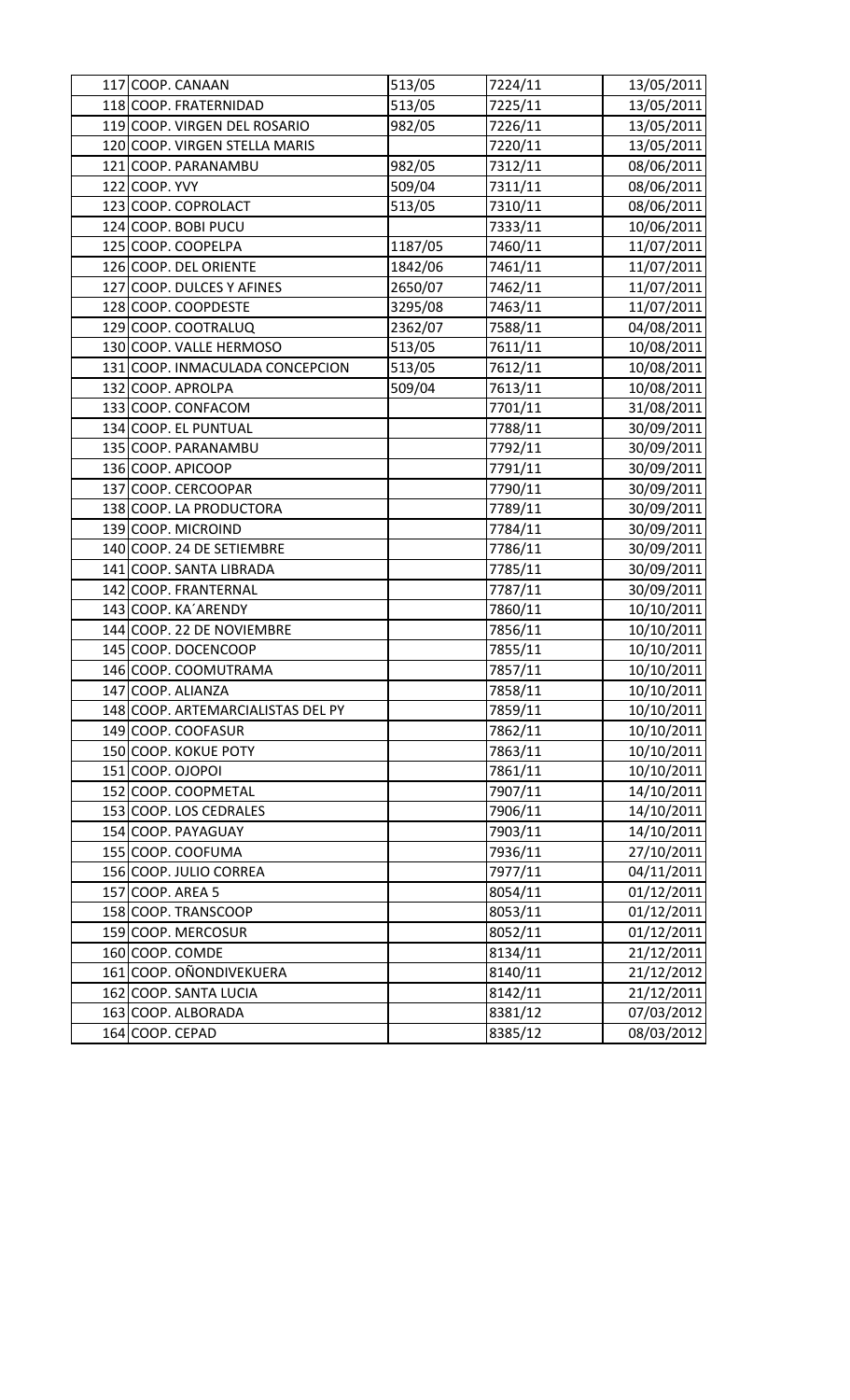| | | | | |
|---|---|---|---|---|
| 117 | COOP. CANAAN | 513/05 | 7224/11 | 13/05/2011 |
| 118 | COOP. FRATERNIDAD | 513/05 | 7225/11 | 13/05/2011 |
| 119 | COOP. VIRGEN DEL ROSARIO | 982/05 | 7226/11 | 13/05/2011 |
| 120 | COOP. VIRGEN STELLA MARIS | | 7220/11 | 13/05/2011 |
| 121 | COOP. PARANAMBU | 982/05 | 7312/11 | 08/06/2011 |
| 122 | COOP. YVY | 509/04 | 7311/11 | 08/06/2011 |
| 123 | COOP. COPROLACT | 513/05 | 7310/11 | 08/06/2011 |
| 124 | COOP. BOBI PUCU | | 7333/11 | 10/06/2011 |
| 125 | COOP. COOPELPA | 1187/05 | 7460/11 | 11/07/2011 |
| 126 | COOP. DEL ORIENTE | 1842/06 | 7461/11 | 11/07/2011 |
| 127 | COOP. DULCES Y AFINES | 2650/07 | 7462/11 | 11/07/2011 |
| 128 | COOP. COOPDESTE | 3295/08 | 7463/11 | 11/07/2011 |
| 129 | COOP. COOTRALUQ | 2362/07 | 7588/11 | 04/08/2011 |
| 130 | COOP. VALLE HERMOSO | 513/05 | 7611/11 | 10/08/2011 |
| 131 | COOP. INMACULADA CONCEPCION | 513/05 | 7612/11 | 10/08/2011 |
| 132 | COOP. APROLPA | 509/04 | 7613/11 | 10/08/2011 |
| 133 | COOP. CONFACOM | | 7701/11 | 31/08/2011 |
| 134 | COOP. EL PUNTUAL | | 7788/11 | 30/09/2011 |
| 135 | COOP. PARANAMBU | | 7792/11 | 30/09/2011 |
| 136 | COOP. APICOOP | | 7791/11 | 30/09/2011 |
| 137 | COOP. CERCOOPAR | | 7790/11 | 30/09/2011 |
| 138 | COOP. LA PRODUCTORA | | 7789/11 | 30/09/2011 |
| 139 | COOP. MICROIND | | 7784/11 | 30/09/2011 |
| 140 | COOP. 24 DE SETIEMBRE | | 7786/11 | 30/09/2011 |
| 141 | COOP. SANTA LIBRADA | | 7785/11 | 30/09/2011 |
| 142 | COOP. FRANTERNAL | | 7787/11 | 30/09/2011 |
| 143 | COOP. KA´ARENDY | | 7860/11 | 10/10/2011 |
| 144 | COOP. 22 DE NOVIEMBRE | | 7856/11 | 10/10/2011 |
| 145 | COOP. DOCENCOOP | | 7855/11 | 10/10/2011 |
| 146 | COOP. COOMUTRAMA | | 7857/11 | 10/10/2011 |
| 147 | COOP. ALIANZA | | 7858/11 | 10/10/2011 |
| 148 | COOP. ARTEMARCIALISTAS DEL PY | | 7859/11 | 10/10/2011 |
| 149 | COOP. COOFASUR | | 7862/11 | 10/10/2011 |
| 150 | COOP. KOKUE POTY | | 7863/11 | 10/10/2011 |
| 151 | COOP. OJOPOI | | 7861/11 | 10/10/2011 |
| 152 | COOP. COOPMETAL | | 7907/11 | 14/10/2011 |
| 153 | COOP. LOS CEDRALES | | 7906/11 | 14/10/2011 |
| 154 | COOP. PAYAGUAY | | 7903/11 | 14/10/2011 |
| 155 | COOP. COOFUMA | | 7936/11 | 27/10/2011 |
| 156 | COOP. JULIO CORREA | | 7977/11 | 04/11/2011 |
| 157 | COOP. AREA 5 | | 8054/11 | 01/12/2011 |
| 158 | COOP. TRANSCOOP | | 8053/11 | 01/12/2011 |
| 159 | COOP. MERCOSUR | | 8052/11 | 01/12/2011 |
| 160 | COOP. COMDE | | 8134/11 | 21/12/2011 |
| 161 | COOP. OÑONDIVEKUERA | | 8140/11 | 21/12/2012 |
| 162 | COOP. SANTA LUCIA | | 8142/11 | 21/12/2011 |
| 163 | COOP. ALBORADA | | 8381/12 | 07/03/2012 |
| 164 | COOP. CEPAD | | 8385/12 | 08/03/2012 |